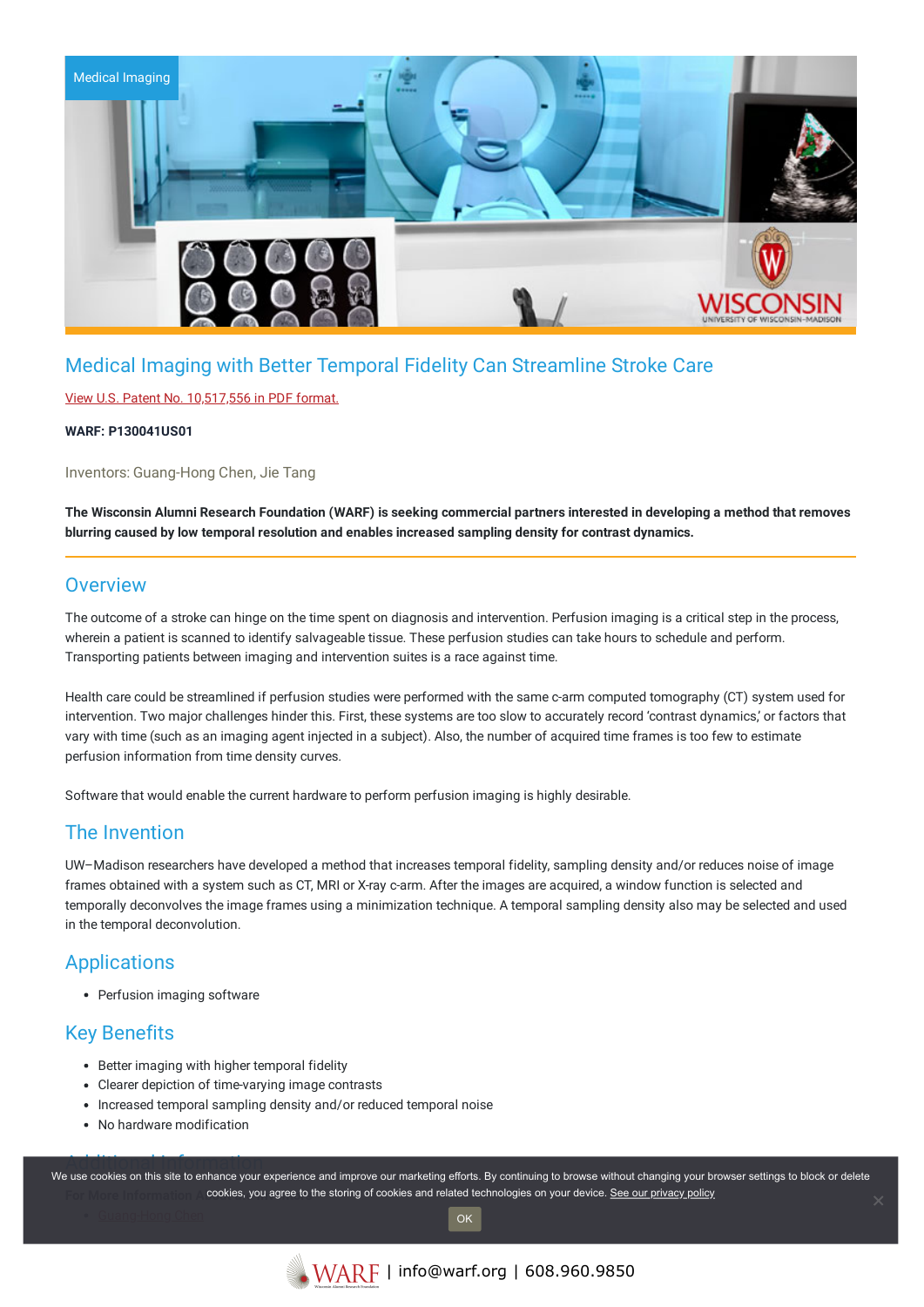Medical Imaging

# Medical Imaging with Better Temporal Fidelity Can Streamline Stroke Care

View U.S. Patent No. 10,517,556 in PDF format.

**WARF: P130041US01**

Inventors: Guang-Hong Chen, Jie Tang

**The Wisconsin Alumni Research Foundation (WARF) is seeking commercial partners interested in developing a method that removes blurring caused by low temporal resolution and enables increased sampling density for contrast dynamics.**

## Overview

The outcome of a stroke can hinge on the time spent on diagnosis and intervention. Perfusion imaging is a critical step in the process, wherein a patient is scanned to identify salvageable tissue. These perfusion studies can take hours to schedule and perform. Transporting patients between imaging and intervention suites is a race against time.

Health care could be streamlined if perfusion studies were performed with the same c-arm computed tomography (CT) system used for intervention. Two major challenges hinder this. First, these systems are too slow to accurately record 'contrast dynamics,' or factors that vary with time (such as an imaging agent injected in a subject). Also, the number of acquired time frames is too few to estimate perfusion information from time density curves.

Software that would enable the current hardware to perform perfusion imaging is highly desirable.

## The Invention

UW–Madison researchers have developed a method that increases temporal fidelity, sampling density and/or reduces noise of image frames obtained with a system such as CT, MRI or X-ray c-arm. After the images are acquired, a window function is selected and temporally deconvolves the image frames using a minimization technique. A temporal sampling density also may be selected and used in the temporal deconvolution.

## Applications

- Perfusion imaging software

## Key Benefits

- Better imaging with higher temporal fidelity
- Clearer depiction of time-varying image contrasts
- Increased temporal sampling density and/or reduced temporal noise
- No hardware modification

## Additional Information

For More Information About the Inventors

- Guang-Hong Chen

We use cookies on this site to enhance your experience and improve our marketing efforts. By continuing to browse without changing your browser settings to block or delete cookies, you agree to the storing of cookies and related technologies on your device. See our privacy policy

OK

WARF | info@warf.org | 608.960.9850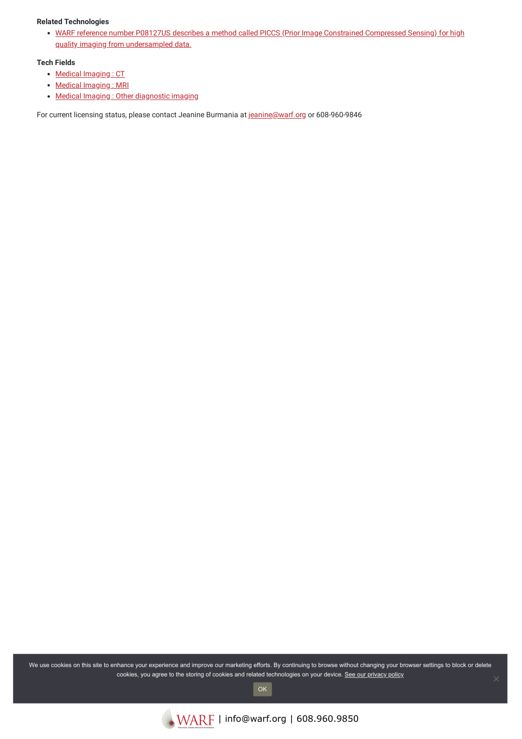**Related Technologies**

- WARF reference number P08127US describes a method called PICCS (Prior Image Constrained Compressed Sensing) for high quality imaging from undersampled data.

**Tech Fields**

- Medical Imaging : CT
- Medical Imaging : MRI
- Medical Imaging : Other diagnostic imaging

For current licensing status, please contact Jeanine Burmania at jeanine@warf.org or 608-960-9846